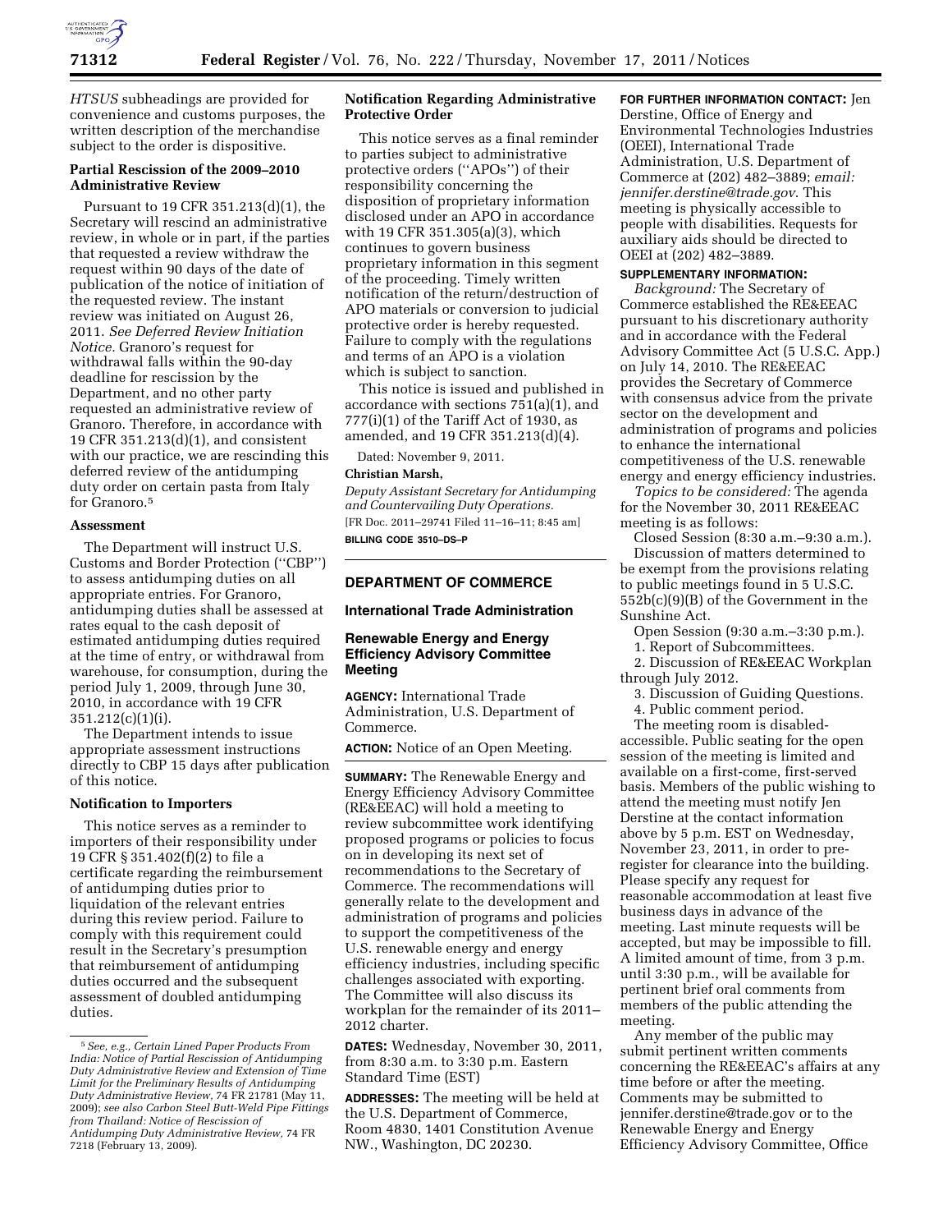*HTSUS* subheadings are provided for convenience and customs purposes, the written description of the merchandise subject to the order is dispositive.

**Partial Rescission of the 2009–2010 Administrative Review**

Pursuant to 19 CFR 351.213(d)(1), the Secretary will rescind an administrative review, in whole or in part, if the parties that requested a review withdraw the request within 90 days of the date of publication of the notice of initiation of the requested review. The instant review was initiated on August 26, 2011. *See Deferred Review Initiation Notice.* Granoro's request for withdrawal falls within the 90-day deadline for rescission by the Department, and no other party requested an administrative review of Granoro. Therefore, in accordance with 19 CFR 351.213(d)(1), and consistent with our practice, we are rescinding this deferred review of the antidumping duty order on certain pasta from Italy for Granoro.[5]

**Assessment**

The Department will instruct U.S. Customs and Border Protection (''CBP'') to assess antidumping duties on all appropriate entries. For Granoro, antidumping duties shall be assessed at rates equal to the cash deposit of estimated antidumping duties required at the time of entry, or withdrawal from warehouse, for consumption, during the period July 1, 2009, through June 30, 2010, in accordance with 19 CFR 351.212(c)(1)(i).

The Department intends to issue appropriate assessment instructions directly to CBP 15 days after publication of this notice.

**Notification to Importers**

This notice serves as a reminder to importers of their responsibility under 19 CFR § 351.402(f)(2) to file a certificate regarding the reimbursement of antidumping duties prior to liquidation of the relevant entries during this review period. Failure to comply with this requirement could result in the Secretary's presumption that reimbursement of antidumping duties occurred and the subsequent assessment of doubled antidumping duties.

[5] *See, e.g., Certain Lined Paper Products From India: Notice of Partial Rescission of Antidumping Duty Administrative Review and Extension of Time Limit for the Preliminary Results of Antidumping Duty Administrative Review,* 74 FR 21781 (May 11, 2009); *see also Carbon Steel Butt-Weld Pipe Fittings from Thailand: Notice of Rescission of Antidumping Duty Administrative Review,* 74 FR 7218 (February 13, 2009).

**Notification Regarding Administrative Protective Order**

This notice serves as a final reminder to parties subject to administrative protective orders (''APOs'') of their responsibility concerning the disposition of proprietary information disclosed under an APO in accordance with 19 CFR 351.305(a)(3), which continues to govern business proprietary information in this segment of the proceeding. Timely written notification of the return/destruction of APO materials or conversion to judicial protective order is hereby requested. Failure to comply with the regulations and terms of an APO is a violation which is subject to sanction.

This notice is issued and published in accordance with sections 751(a)(1), and 777(i)(1) of the Tariff Act of 1930, as amended, and 19 CFR 351.213(d)(4).

Dated: November 9, 2011.

**Christian Marsh,**

*Deputy Assistant Secretary for Antidumping and Countervailing Duty Operations.*

[FR Doc. 2011–29741 Filed 11–16–11; 8:45 am]

**BILLING CODE 3510–DS–P**

---

**DEPARTMENT OF COMMERCE**

**International Trade Administration**

**Renewable Energy and Energy Efficiency Advisory Committee Meeting**

**AGENCY:** International Trade Administration, U.S. Department of Commerce.

**ACTION:** Notice of an Open Meeting.

**SUMMARY:** The Renewable Energy and Energy Efficiency Advisory Committee (RE&EEAC) will hold a meeting to review subcommittee work identifying proposed programs or policies to focus on in developing its next set of recommendations to the Secretary of Commerce. The recommendations will generally relate to the development and administration of programs and policies to support the competitiveness of the U.S. renewable energy and energy efficiency industries, including specific challenges associated with exporting. The Committee will also discuss its workplan for the remainder of its 2011–2012 charter.

**DATES:** Wednesday, November 30, 2011, from 8:30 a.m. to 3:30 p.m. Eastern Standard Time (EST)

**ADDRESSES:** The meeting will be held at the U.S. Department of Commerce, Room 4830, 1401 Constitution Avenue NW., Washington, DC 20230.

**FOR FURTHER INFORMATION CONTACT:** Jen Derstine, Office of Energy and Environmental Technologies Industries (OEEI), International Trade Administration, U.S. Department of Commerce at (202) 482–3889; *email: jennifer.derstine@trade.gov*. This meeting is physically accessible to people with disabilities. Requests for auxiliary aids should be directed to OEEI at (202) 482–3889.

**SUPPLEMENTARY INFORMATION:**

*Background:* The Secretary of Commerce established the RE&EEAC pursuant to his discretionary authority and in accordance with the Federal Advisory Committee Act (5 U.S.C. App.) on July 14, 2010. The RE&EEAC provides the Secretary of Commerce with consensus advice from the private sector on the development and administration of programs and policies to enhance the international competitiveness of the U.S. renewable energy and energy efficiency industries.

*Topics to be considered:* The agenda for the November 30, 2011 RE&EEAC meeting is as follows:

Closed Session (8:30 a.m.–9:30 a.m.).

Discussion of matters determined to be exempt from the provisions relating to public meetings found in 5 U.S.C. 552b(c)(9)(B) of the Government in the Sunshine Act.

Open Session (9:30 a.m.–3:30 p.m.).

1. Report of Subcommittees.
2. Discussion of RE&EEAC Workplan through July 2012.
3. Discussion of Guiding Questions.
4. Public comment period.

The meeting room is disabled-accessible. Public seating for the open session of the meeting is limited and available on a first-come, first-served basis. Members of the public wishing to attend the meeting must notify Jen Derstine at the contact information above by 5 p.m. EST on Wednesday, November 23, 2011, in order to pre-register for clearance into the building. Please specify any request for reasonable accommodation at least five business days in advance of the meeting. Last minute requests will be accepted, but may be impossible to fill. A limited amount of time, from 3 p.m. until 3:30 p.m., will be available for pertinent brief oral comments from members of the public attending the meeting.

Any member of the public may submit pertinent written comments concerning the RE&EEAC's affairs at any time before or after the meeting. Comments may be submitted to jennifer.derstine@trade.gov or to the Renewable Energy and Energy Efficiency Advisory Committee, Office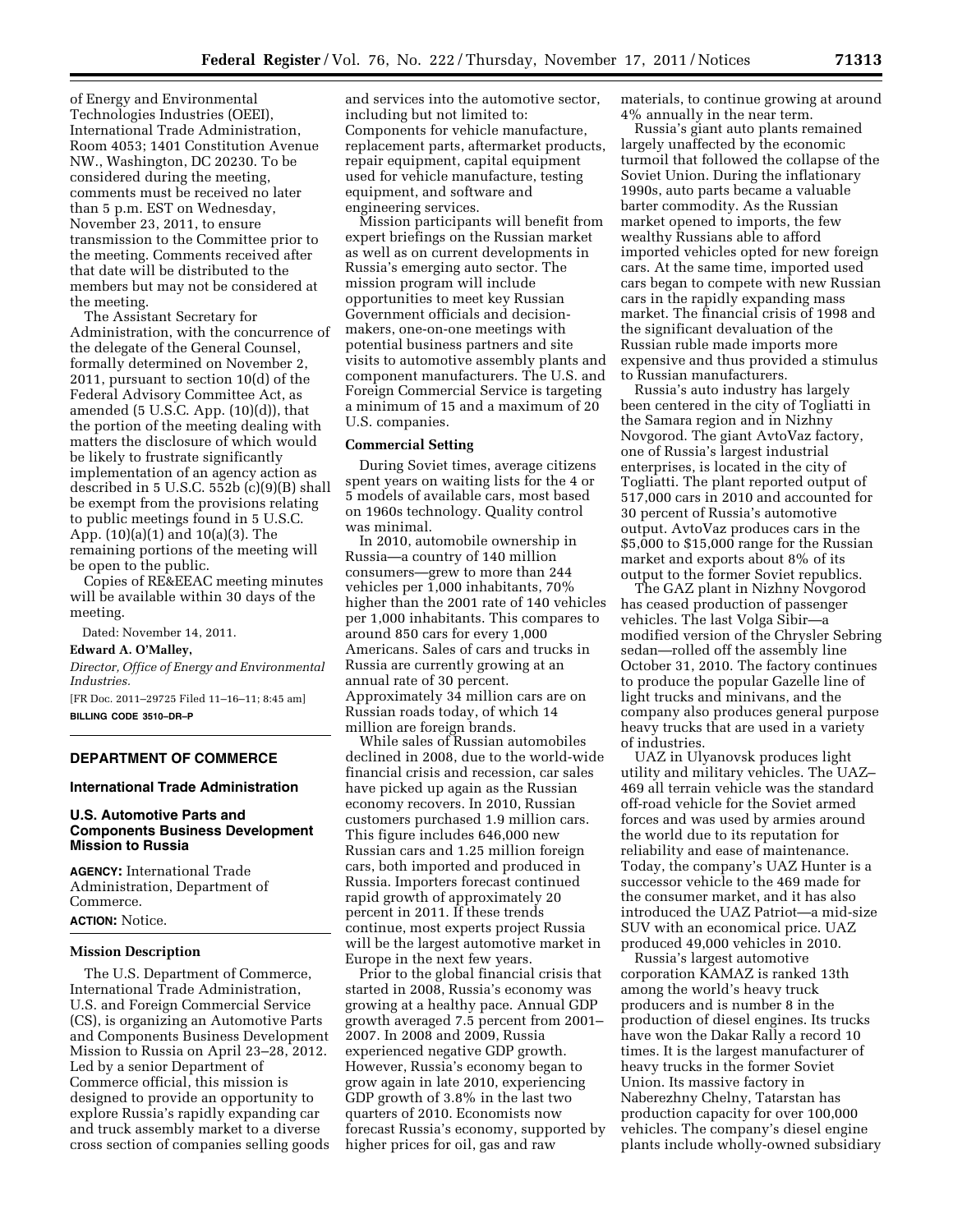of Energy and Environmental Technologies Industries (OEEI), International Trade Administration, Room 4053; 1401 Constitution Avenue NW., Washington, DC 20230. To be considered during the meeting, comments must be received no later than 5 p.m. EST on Wednesday, November 23, 2011, to ensure transmission to the Committee prior to the meeting. Comments received after that date will be distributed to the members but may not be considered at the meeting.

The Assistant Secretary for Administration, with the concurrence of the delegate of the General Counsel, formally determined on November 2, 2011, pursuant to section 10(d) of the Federal Advisory Committee Act, as amended (5 U.S.C. App. (10)(d)), that the portion of the meeting dealing with matters the disclosure of which would be likely to frustrate significantly implementation of an agency action as described in 5 U.S.C. 552b (c)(9)(B) shall be exempt from the provisions relating to public meetings found in 5 U.S.C. App. (10)(a)(1) and 10(a)(3). The remaining portions of the meeting will be open to the public.

Copies of RE&EEAC meeting minutes will be available within 30 days of the meeting.

Dated: November 14, 2011.

**Edward A. O'Malley,**

*Director, Office of Energy and Environmental Industries.*

[FR Doc. 2011–29725 Filed 11–16–11; 8:45 am]

**BILLING CODE 3510–DR–P**

## DEPARTMENT OF COMMERCE

### International Trade Administration

### U.S. Automotive Parts and Components Business Development Mission to Russia

**AGENCY:** International Trade Administration, Department of Commerce.

**ACTION:** Notice.

#### Mission Description

The U.S. Department of Commerce, International Trade Administration, U.S. and Foreign Commercial Service (CS), is organizing an Automotive Parts and Components Business Development Mission to Russia on April 23–28, 2012. Led by a senior Department of Commerce official, this mission is designed to provide an opportunity to explore Russia's rapidly expanding car and truck assembly market to a diverse cross section of companies selling goods and services into the automotive sector, including but not limited to: Components for vehicle manufacture, replacement parts, aftermarket products, repair equipment, capital equipment used for vehicle manufacture, testing equipment, and software and engineering services.

Mission participants will benefit from expert briefings on the Russian market as well as on current developments in Russia's emerging auto sector. The mission program will include opportunities to meet key Russian Government officials and decision-makers, one-on-one meetings with potential business partners and site visits to automotive assembly plants and component manufacturers. The U.S. and Foreign Commercial Service is targeting a minimum of 15 and a maximum of 20 U.S. companies.

#### Commercial Setting

During Soviet times, average citizens spent years on waiting lists for the 4 or 5 models of available cars, most based on 1960s technology. Quality control was minimal.

In 2010, automobile ownership in Russia—a country of 140 million consumers—grew to more than 244 vehicles per 1,000 inhabitants, 70% higher than the 2001 rate of 140 vehicles per 1,000 inhabitants. This compares to around 850 cars for every 1,000 Americans. Sales of cars and trucks in Russia are currently growing at an annual rate of 30 percent. Approximately 34 million cars are on Russian roads today, of which 14 million are foreign brands.

While sales of Russian automobiles declined in 2008, due to the world-wide financial crisis and recession, car sales have picked up again as the Russian economy recovers. In 2010, Russian customers purchased 1.9 million cars. This figure includes 646,000 new Russian cars and 1.25 million foreign cars, both imported and produced in Russia. Importers forecast continued rapid growth of approximately 20 percent in 2011. If these trends continue, most experts project Russia will be the largest automotive market in Europe in the next few years.

Prior to the global financial crisis that started in 2008, Russia's economy was growing at a healthy pace. Annual GDP growth averaged 7.5 percent from 2001–2007. In 2008 and 2009, Russia experienced negative GDP growth. However, Russia's economy began to grow again in late 2010, experiencing GDP growth of 3.8% in the last two quarters of 2010. Economists now forecast Russia's economy, supported by higher prices for oil, gas and raw materials, to continue growing at around 4% annually in the near term.

Russia's giant auto plants remained largely unaffected by the economic turmoil that followed the collapse of the Soviet Union. During the inflationary 1990s, auto parts became a valuable barter commodity. As the Russian market opened to imports, the few wealthy Russians able to afford imported vehicles opted for new foreign cars. At the same time, imported used cars began to compete with new Russian cars in the rapidly expanding mass market. The financial crisis of 1998 and the significant devaluation of the Russian ruble made imports more expensive and thus provided a stimulus to Russian manufacturers.

Russia's auto industry has largely been centered in the city of Togliatti in the Samara region and in Nizhny Novgorod. The giant AvtoVaz factory, one of Russia's largest industrial enterprises, is located in the city of Togliatti. The plant reported output of 517,000 cars in 2010 and accounted for 30 percent of Russia's automotive output. AvtoVaz produces cars in the $5,000 to $15,000 range for the Russian market and exports about 8% of its output to the former Soviet republics.

The GAZ plant in Nizhny Novgorod has ceased production of passenger vehicles. The last Volga Sibir—a modified version of the Chrysler Sebring sedan—rolled off the assembly line October 31, 2010. The factory continues to produce the popular Gazelle line of light trucks and minivans, and the company also produces general purpose heavy trucks that are used in a variety of industries.

UAZ in Ulyanovsk produces light utility and military vehicles. The UAZ–469 all terrain vehicle was the standard off-road vehicle for the Soviet armed forces and was used by armies around the world due to its reputation for reliability and ease of maintenance. Today, the company's UAZ Hunter is a successor vehicle to the 469 made for the consumer market, and it has also introduced the UAZ Patriot—a mid-size SUV with an economical price. UAZ produced 49,000 vehicles in 2010.

Russia's largest automotive corporation KAMAZ is ranked 13th among the world's heavy truck producers and is number 8 in the production of diesel engines. Its trucks have won the Dakar Rally a record 10 times. It is the largest manufacturer of heavy trucks in the former Soviet Union. Its massive factory in Naberezhny Chelny, Tatarstan has production capacity for over 100,000 vehicles. The company's diesel engine plants include wholly-owned subsidiary